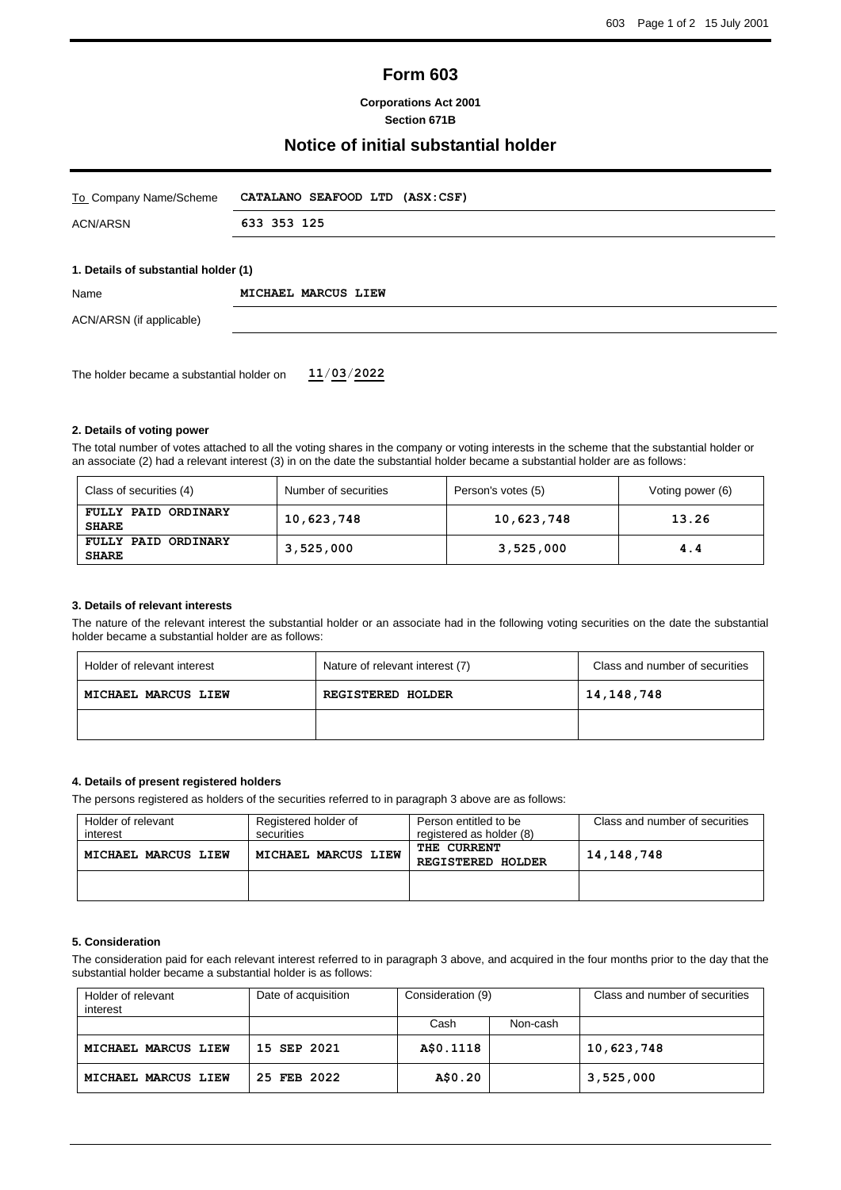# Form 603

**Corporations Act 2001**
**Section 671B**

## Notice of initial substantial holder

| | |
|---|---|
| To Company Name/Scheme | **CATALANO SEAFOOD LTD (ASX:CSF)** |
| ACN/ARSN | **633 353 125** |

### 1. Details of substantial holder (1)

| | |
|---|---|
| Name | **MICHAEL MARCUS LIEW** |
| ACN/ARSN (if applicable) | |

The holder became a substantial holder on **11/03/2022**

### 2. Details of voting power

The total number of votes attached to all the voting shares in the company or voting interests in the scheme that the substantial holder or an associate (2) had a relevant interest (3) in on the date the substantial holder became a substantial holder are as follows:

| Class of securities (4) | Number of securities | Person's votes (5) | Voting power (6) |
|---|---|---|---|
| **FULLY PAID ORDINARY SHARE** | **10,623,748** | **10,623,748** | **13.26** |
| **FULLY PAID ORDINARY SHARE** | **3,525,000** | **3,525,000** | **4.4** |

### 3. Details of relevant interests

The nature of the relevant interest the substantial holder or an associate had in the following voting securities on the date the substantial holder became a substantial holder are as follows:

| Holder of relevant interest | Nature of relevant interest (7) | Class and number of securities |
|---|---|---|
| **MICHAEL MARCUS LIEW** | **REGISTERED HOLDER** | **14,148,748** |
| | | |

### 4. Details of present registered holders

The persons registered as holders of the securities referred to in paragraph 3 above are as follows:

| Holder of relevant interest | Registered holder of securities | Person entitled to be registered as holder (8) | Class and number of securities |
|---|---|---|---|
| **MICHAEL MARCUS LIEW** | **MICHAEL MARCUS LIEW** | **THE CURRENT REGISTERED HOLDER** | **14,148,748** |
| | | | |

### 5. Consideration

The consideration paid for each relevant interest referred to in paragraph 3 above, and acquired in the four months prior to the day that the substantial holder became a substantial holder is as follows:

| Holder of relevant interest | Date of acquisition | Consideration (9) | | Class and number of securities |
|---|---|---|---|---|
| | | Cash | Non-cash | |
| **MICHAEL MARCUS LIEW** | **15 SEP 2021** | **A$0.1118** | | **10,623,748** |
| **MICHAEL MARCUS LIEW** | **25 FEB 2022** | **A$0.20** | | **3,525,000** |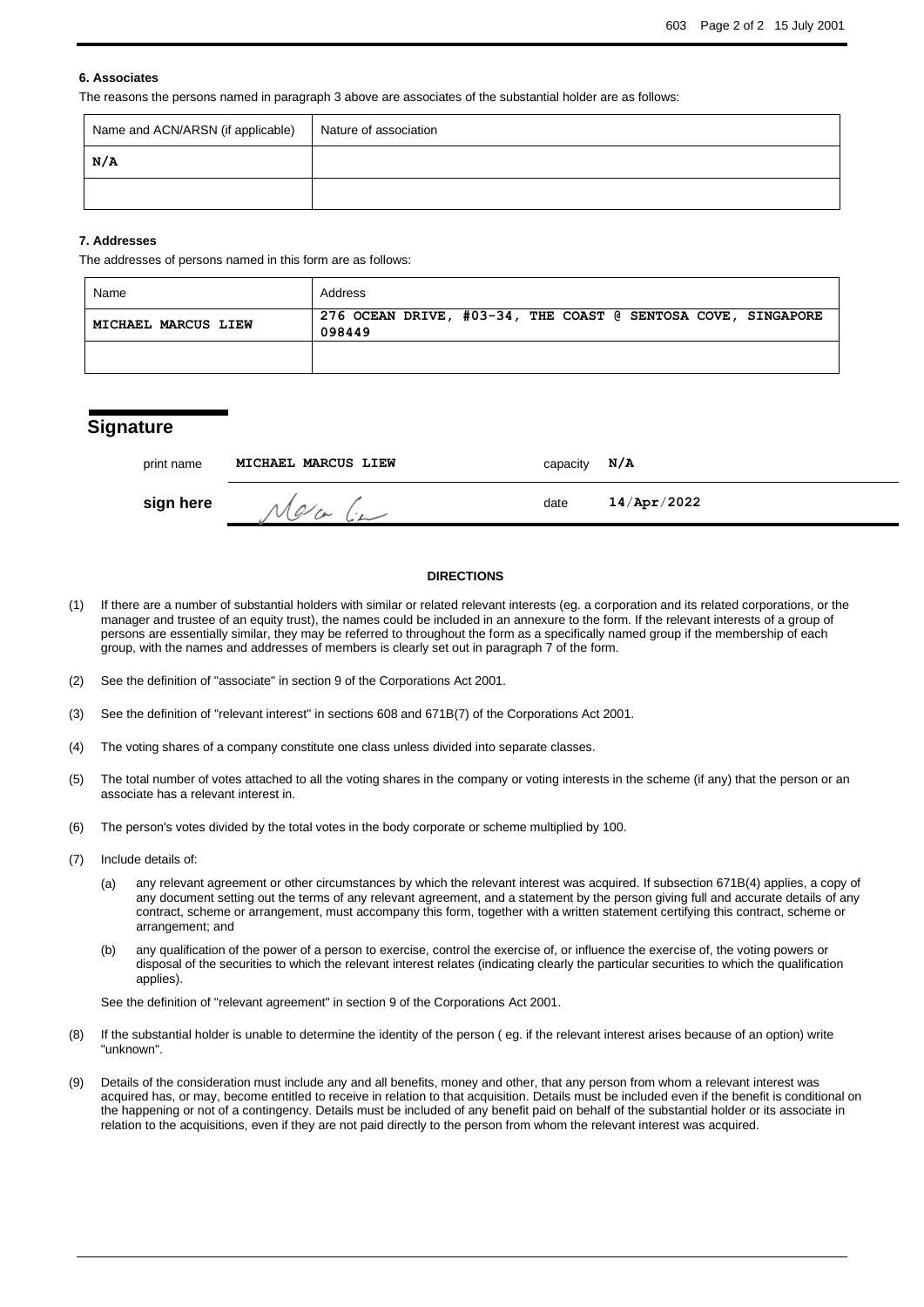### 6. Associates

The reasons the persons named in paragraph 3 above are associates of the substantial holder are as follows:

| Name and ACN/ARSN (if applicable) | Nature of association |
|---|---|
| **N/A** | |
| | |

### 7. Addresses

The addresses of persons named in this form are as follows:

| Name | Address |
|---|---|
| **MICHAEL MARCUS LIEW** | **276 OCEAN DRIVE, #03-34, THE COAST @ SENTOSA COVE, SINGAPORE 098449** |
| | |

## Signature

| | | | |
|---|---|---|---|
| print name | **MICHAEL MARCUS LIEW** | capacity | **N/A** |
| **sign here** | | date | **14/Apr/2022** |

#### DIRECTIONS

(1) If there are a number of substantial holders with similar or related relevant interests (eg. a corporation and its related corporations, or the manager and trustee of an equity trust), the names could be included in an annexure to the form. If the relevant interests of a group of persons are essentially similar, they may be referred to throughout the form as a specifically named group if the membership of each group, with the names and addresses of members is clearly set out in paragraph 7 of the form.

(2) See the definition of "associate" in section 9 of the Corporations Act 2001.

(3) See the definition of "relevant interest" in sections 608 and 671B(7) of the Corporations Act 2001.

(4) The voting shares of a company constitute one class unless divided into separate classes.

(5) The total number of votes attached to all the voting shares in the company or voting interests in the scheme (if any) that the person or an associate has a relevant interest in.

(6) The person's votes divided by the total votes in the body corporate or scheme multiplied by 100.

(7) Include details of:

(a) any relevant agreement or other circumstances by which the relevant interest was acquired. If subsection 671B(4) applies, a copy of any document setting out the terms of any relevant agreement, and a statement by the person giving full and accurate details of any contract, scheme or arrangement, must accompany this form, together with a written statement certifying this contract, scheme or arrangement; and

(b) any qualification of the power of a person to exercise, control the exercise of, or influence the exercise of, the voting powers or disposal of the securities to which the relevant interest relates (indicating clearly the particular securities to which the qualification applies).

See the definition of "relevant agreement" in section 9 of the Corporations Act 2001.

(8) If the substantial holder is unable to determine the identity of the person ( eg. if the relevant interest arises because of an option) write "unknown".

(9) Details of the consideration must include any and all benefits, money and other, that any person from whom a relevant interest was acquired has, or may, become entitled to receive in relation to that acquisition. Details must be included even if the benefit is conditional on the happening or not of a contingency. Details must be included of any benefit paid on behalf of the substantial holder or its associate in relation to the acquisitions, even if they are not paid directly to the person from whom the relevant interest was acquired.